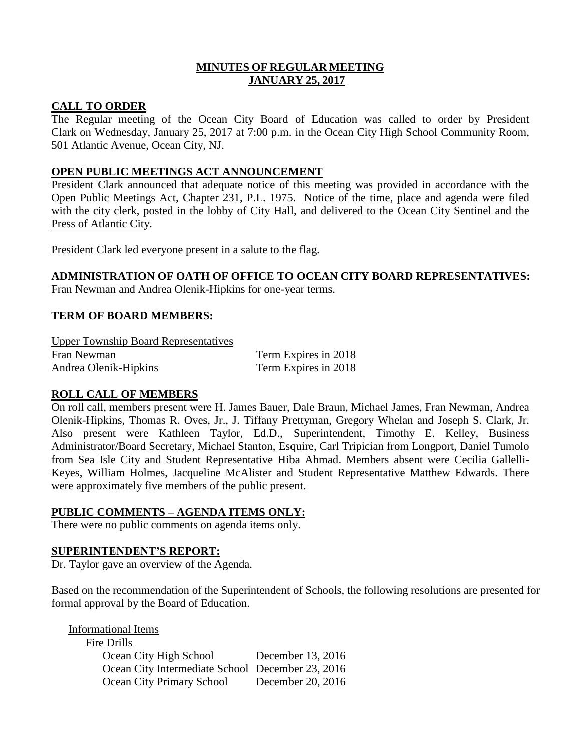# MINUTES OF REGULAR MEETING
# JANUARY 25, 2017

## CALL TO ORDER

The Regular meeting of the Ocean City Board of Education was called to order by President Clark on Wednesday, January 25, 2017 at 7:00 p.m. in the Ocean City High School Community Room, 501 Atlantic Avenue, Ocean City, NJ.

## OPEN PUBLIC MEETINGS ACT ANNOUNCEMENT

President Clark announced that adequate notice of this meeting was provided in accordance with the Open Public Meetings Act, Chapter 231, P.L. 1975. Notice of the time, place and agenda were filed with the city clerk, posted in the lobby of City Hall, and delivered to the Ocean City Sentinel and the Press of Atlantic City.

President Clark led everyone present in a salute to the flag.

**ADMINISTRATION OF OATH OF OFFICE TO OCEAN CITY BOARD REPRESENTATIVES:**
Fran Newman and Andrea Olenik-Hipkins for one-year terms.

**TERM OF BOARD MEMBERS:**

Upper Township Board Representatives

| | |
|---|---|
| Fran Newman | Term Expires in 2018 |
| Andrea Olenik-Hipkins | Term Expires in 2018 |

## ROLL CALL OF MEMBERS

On roll call, members present were H. James Bauer, Dale Braun, Michael James, Fran Newman, Andrea Olenik-Hipkins, Thomas R. Oves, Jr., J. Tiffany Prettyman, Gregory Whelan and Joseph S. Clark, Jr. Also present were Kathleen Taylor, Ed.D., Superintendent, Timothy E. Kelley, Business Administrator/Board Secretary, Michael Stanton, Esquire, Carl Tripician from Longport, Daniel Tumolo from Sea Isle City and Student Representative Hiba Ahmad. Members absent were Cecilia Gallelli-Keyes, William Holmes, Jacqueline McAlister and Student Representative Matthew Edwards. There were approximately five members of the public present.

## PUBLIC COMMENTS – AGENDA ITEMS ONLY:

There were no public comments on agenda items only.

## SUPERINTENDENT'S REPORT:

Dr. Taylor gave an overview of the Agenda.

Based on the recommendation of the Superintendent of Schools, the following resolutions are presented for formal approval by the Board of Education.

Informational Items

Fire Drills

| | |
|---|---|
| Ocean City High School | December 13, 2016 |
| Ocean City Intermediate School | December 23, 2016 |
| Ocean City Primary School | December 20, 2016 |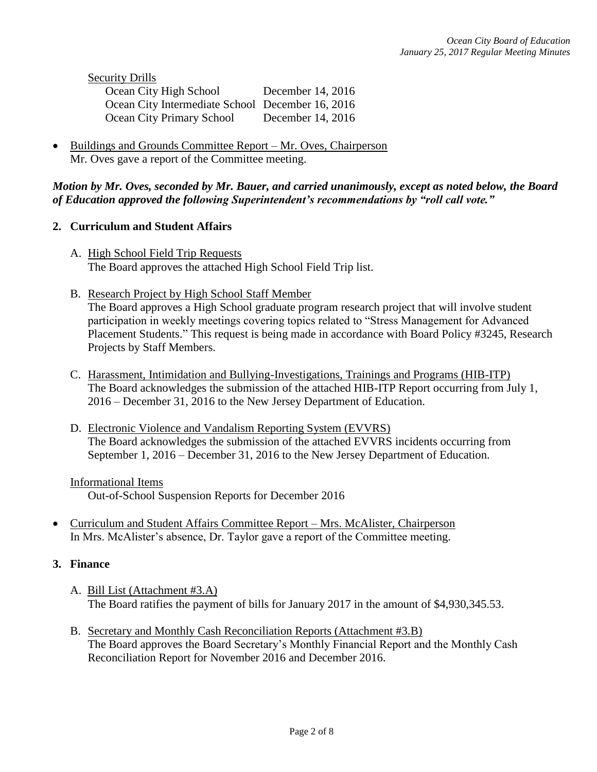<u>Security Drills</u>

| | |
|---|---|
| Ocean City High School | December 14, 2016 |
| Ocean City Intermediate School | December 16, 2016 |
| Ocean City Primary School | December 14, 2016 |

- <u>Buildings and Grounds Committee Report – Mr. Oves, Chairperson</u>
  Mr. Oves gave a report of the Committee meeting.

***Motion by Mr. Oves, seconded by Mr. Bauer, and carried unanimously, except as noted below, the Board of Education approved the following Superintendent's recommendations by "roll call vote."***

**2. Curriculum and Student Affairs**

A. <u>High School Field Trip Requests</u>
The Board approves the attached High School Field Trip list.

B. <u>Research Project by High School Staff Member</u>
The Board approves a High School graduate program research project that will involve student participation in weekly meetings covering topics related to "Stress Management for Advanced Placement Students." This request is being made in accordance with Board Policy #3245, Research Projects by Staff Members.

C. <u>Harassment, Intimidation and Bullying-Investigations, Trainings and Programs (HIB-ITP)</u>
The Board acknowledges the submission of the attached HIB-ITP Report occurring from July 1, 2016 – December 31, 2016 to the New Jersey Department of Education.

D. <u>Electronic Violence and Vandalism Reporting System (EVVRS)</u>
The Board acknowledges the submission of the attached EVVRS incidents occurring from September 1, 2016 – December 31, 2016 to the New Jersey Department of Education.

<u>Informational Items</u>
Out-of-School Suspension Reports for December 2016

- <u>Curriculum and Student Affairs Committee Report – Mrs. McAlister, Chairperson</u>
  In Mrs. McAlister's absence, Dr. Taylor gave a report of the Committee meeting.

**3. Finance**

A. <u>Bill List (Attachment #3.A)</u>
The Board ratifies the payment of bills for January 2017 in the amount of $4,930,345.53.

B. <u>Secretary and Monthly Cash Reconciliation Reports (Attachment #3.B)</u>
The Board approves the Board Secretary's Monthly Financial Report and the Monthly Cash Reconciliation Report for November 2016 and December 2016.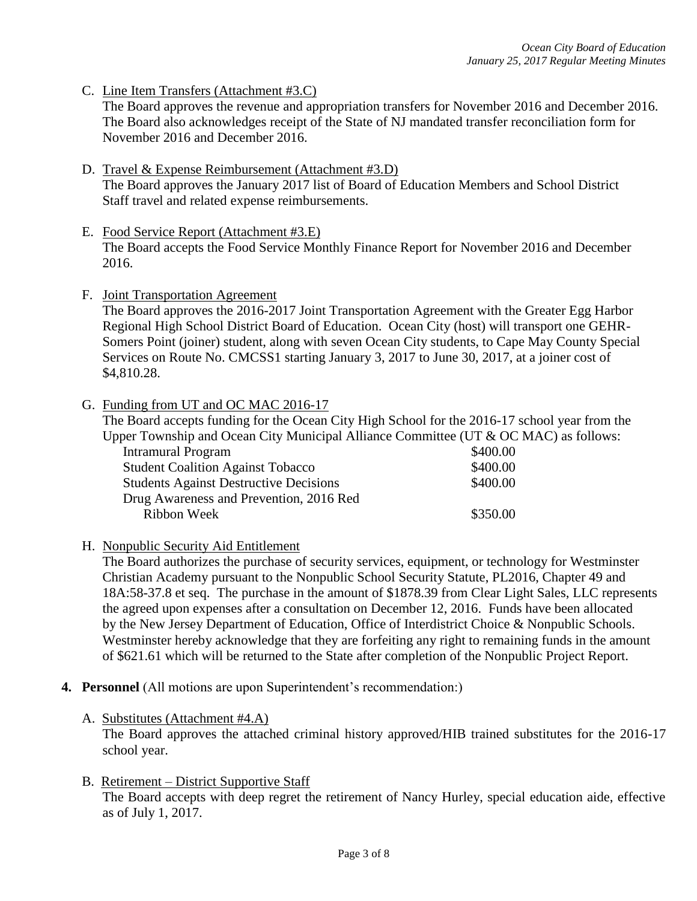C. Line Item Transfers (Attachment #3.C)

The Board approves the revenue and appropriation transfers for November 2016 and December 2016. The Board also acknowledges receipt of the State of NJ mandated transfer reconciliation form for November 2016 and December 2016.

D. Travel & Expense Reimbursement (Attachment #3.D)

The Board approves the January 2017 list of Board of Education Members and School District Staff travel and related expense reimbursements.

E. Food Service Report (Attachment #3.E)

The Board accepts the Food Service Monthly Finance Report for November 2016 and December 2016.

F. Joint Transportation Agreement

The Board approves the 2016-2017 Joint Transportation Agreement with the Greater Egg Harbor Regional High School District Board of Education. Ocean City (host) will transport one GEHR-Somers Point (joiner) student, along with seven Ocean City students, to Cape May County Special Services on Route No. CMCSS1 starting January 3, 2017 to June 30, 2017, at a joiner cost of $4,810.28.

G. Funding from UT and OC MAC 2016-17

The Board accepts funding for the Ocean City High School for the 2016-17 school year from the Upper Township and Ocean City Municipal Alliance Committee (UT & OC MAC) as follows:

| | |
|---|---|
| Intramural Program | $400.00 |
| Student Coalition Against Tobacco | $400.00 |
| Students Against Destructive Decisions | $400.00 |
| Drug Awareness and Prevention, 2016 Red Ribbon Week | $350.00 |

H. Nonpublic Security Aid Entitlement

The Board authorizes the purchase of security services, equipment, or technology for Westminster Christian Academy pursuant to the Nonpublic School Security Statute, PL2016, Chapter 49 and 18A:58-37.8 et seq. The purchase in the amount of $1878.39 from Clear Light Sales, LLC represents the agreed upon expenses after a consultation on December 12, 2016. Funds have been allocated by the New Jersey Department of Education, Office of Interdistrict Choice & Nonpublic Schools. Westminster hereby acknowledge that they are forfeiting any right to remaining funds in the amount of $621.61 which will be returned to the State after completion of the Nonpublic Project Report.

**4. Personnel** (All motions are upon Superintendent's recommendation:)

A. Substitutes (Attachment #4.A)

The Board approves the attached criminal history approved/HIB trained substitutes for the 2016-17 school year.

B. Retirement – District Supportive Staff

The Board accepts with deep regret the retirement of Nancy Hurley, special education aide, effective as of July 1, 2017.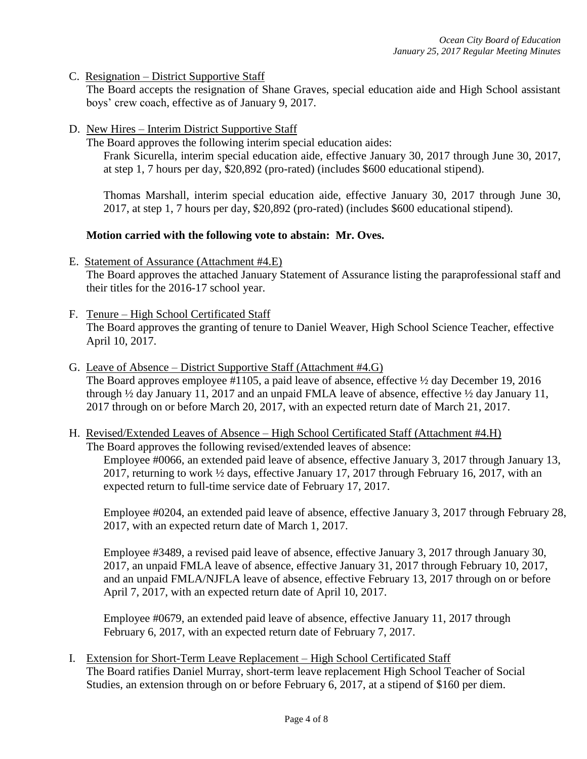C. <u>Resignation – District Supportive Staff</u>

The Board accepts the resignation of Shane Graves, special education aide and High School assistant boys' crew coach, effective as of January 9, 2017.

D. <u>New Hires – Interim District Supportive Staff</u>

The Board approves the following interim special education aides:

Frank Sicurella, interim special education aide, effective January 30, 2017 through June 30, 2017, at step 1, 7 hours per day, $20,892 (pro-rated) (includes $600 educational stipend).

Thomas Marshall, interim special education aide, effective January 30, 2017 through June 30, 2017, at step 1, 7 hours per day, $20,892 (pro-rated) (includes $600 educational stipend).

**Motion carried with the following vote to abstain: Mr. Oves.**

E. <u>Statement of Assurance (Attachment #4.E)</u>

The Board approves the attached January Statement of Assurance listing the paraprofessional staff and their titles for the 2016-17 school year.

F. <u>Tenure – High School Certificated Staff</u>

The Board approves the granting of tenure to Daniel Weaver, High School Science Teacher, effective April 10, 2017.

G. <u>Leave of Absence – District Supportive Staff (Attachment #4.G)</u>

The Board approves employee #1105, a paid leave of absence, effective ½ day December 19, 2016 through ½ day January 11, 2017 and an unpaid FMLA leave of absence, effective ½ day January 11, 2017 through on or before March 20, 2017, with an expected return date of March 21, 2017.

H. <u>Revised/Extended Leaves of Absence – High School Certificated Staff (Attachment #4.H)</u>

The Board approves the following revised/extended leaves of absence:

Employee #0066, an extended paid leave of absence, effective January 3, 2017 through January 13, 2017, returning to work ½ days, effective January 17, 2017 through February 16, 2017, with an expected return to full-time service date of February 17, 2017.

Employee #0204, an extended paid leave of absence, effective January 3, 2017 through February 28, 2017, with an expected return date of March 1, 2017.

Employee #3489, a revised paid leave of absence, effective January 3, 2017 through January 30, 2017, an unpaid FMLA leave of absence, effective January 31, 2017 through February 10, 2017, and an unpaid FMLA/NJFLA leave of absence, effective February 13, 2017 through on or before April 7, 2017, with an expected return date of April 10, 2017.

Employee #0679, an extended paid leave of absence, effective January 11, 2017 through February 6, 2017, with an expected return date of February 7, 2017.

I. <u>Extension for Short-Term Leave Replacement – High School Certificated Staff</u>

The Board ratifies Daniel Murray, short-term leave replacement High School Teacher of Social Studies, an extension through on or before February 6, 2017, at a stipend of $160 per diem.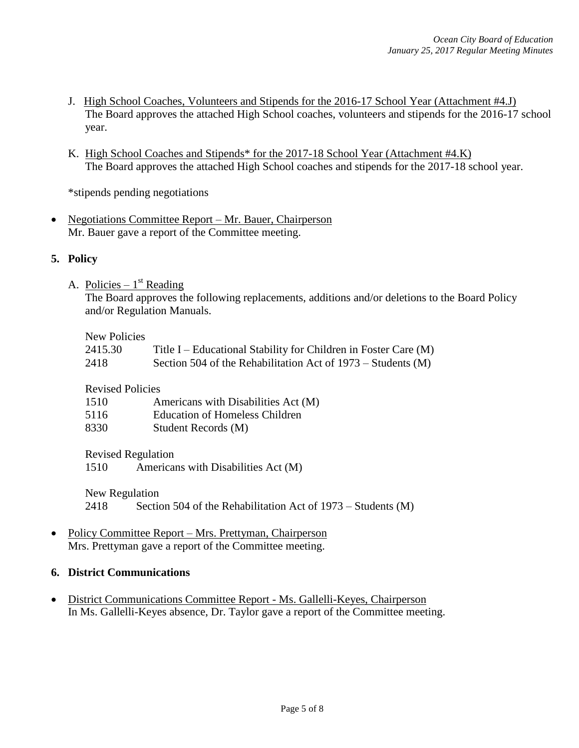J. <u>High School Coaches, Volunteers and Stipends for the 2016-17 School Year (Attachment #4.J)</u>
   The Board approves the attached High School coaches, volunteers and stipends for the 2016-17 school year.

K. <u>High School Coaches and Stipends* for the 2017-18 School Year (Attachment #4.K)</u>
   The Board approves the attached High School coaches and stipends for the 2017-18 school year.

*stipends pending negotiations

- <u>Negotiations Committee Report – Mr. Bauer, Chairperson</u>
  Mr. Bauer gave a report of the Committee meeting.

**5. Policy**

A. <u>Policies – 1st Reading</u>
   The Board approves the following replacements, additions and/or deletions to the Board Policy and/or Regulation Manuals.

   New Policies
   2415.30 Title I – Educational Stability for Children in Foster Care (M)
   2418 Section 504 of the Rehabilitation Act of 1973 – Students (M)

   Revised Policies
   1510 Americans with Disabilities Act (M)
   5116 Education of Homeless Children
   8330 Student Records (M)

   Revised Regulation
   1510 Americans with Disabilities Act (M)

   New Regulation
   2418 Section 504 of the Rehabilitation Act of 1973 – Students (M)

- <u>Policy Committee Report – Mrs. Prettyman, Chairperson</u>
  Mrs. Prettyman gave a report of the Committee meeting.

**6. District Communications**

- <u>District Communications Committee Report - Ms. Gallelli-Keyes, Chairperson</u>
  In Ms. Gallelli-Keyes absence, Dr. Taylor gave a report of the Committee meeting.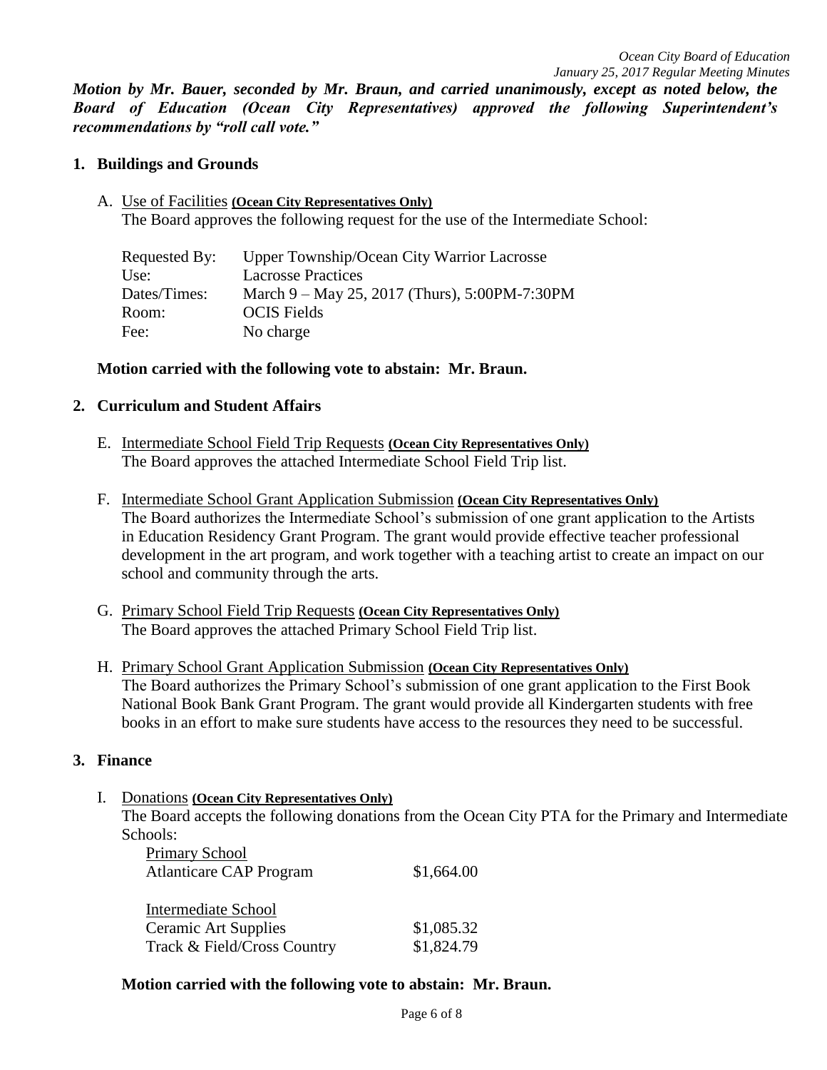***Motion by Mr. Bauer, seconded by Mr. Braun, and carried unanimously, except as noted below, the Board of Education (Ocean City Representatives) approved the following Superintendent's recommendations by "roll call vote."***

## 1. Buildings and Grounds

A. Use of Facilities **(Ocean City Representatives Only)**
The Board approves the following request for the use of the Intermediate School:

| | |
|---|---|
| Requested By: | Upper Township/Ocean City Warrior Lacrosse |
| Use: | Lacrosse Practices |
| Dates/Times: | March 9 – May 25, 2017 (Thurs), 5:00PM-7:30PM |
| Room: | OCIS Fields |
| Fee: | No charge |

**Motion carried with the following vote to abstain: Mr. Braun.**

## 2. Curriculum and Student Affairs

E. Intermediate School Field Trip Requests **(Ocean City Representatives Only)**
The Board approves the attached Intermediate School Field Trip list.

F. Intermediate School Grant Application Submission **(Ocean City Representatives Only)**
The Board authorizes the Intermediate School's submission of one grant application to the Artists in Education Residency Grant Program. The grant would provide effective teacher professional development in the art program, and work together with a teaching artist to create an impact on our school and community through the arts.

G. Primary School Field Trip Requests **(Ocean City Representatives Only)**
The Board approves the attached Primary School Field Trip list.

H. Primary School Grant Application Submission **(Ocean City Representatives Only)**
The Board authorizes the Primary School's submission of one grant application to the First Book National Book Bank Grant Program. The grant would provide all Kindergarten students with free books in an effort to make sure students have access to the resources they need to be successful.

## 3. Finance

I. Donations **(Ocean City Representatives Only)**
The Board accepts the following donations from the Ocean City PTA for the Primary and Intermediate Schools:

| | |
|---|---|
| Primary School | |
| Atlanticare CAP Program | $1,664.00 |
| | |
| Intermediate School | |
| Ceramic Art Supplies | $1,085.32 |
| Track & Field/Cross Country | $1,824.79 |

**Motion carried with the following vote to abstain: Mr. Braun.**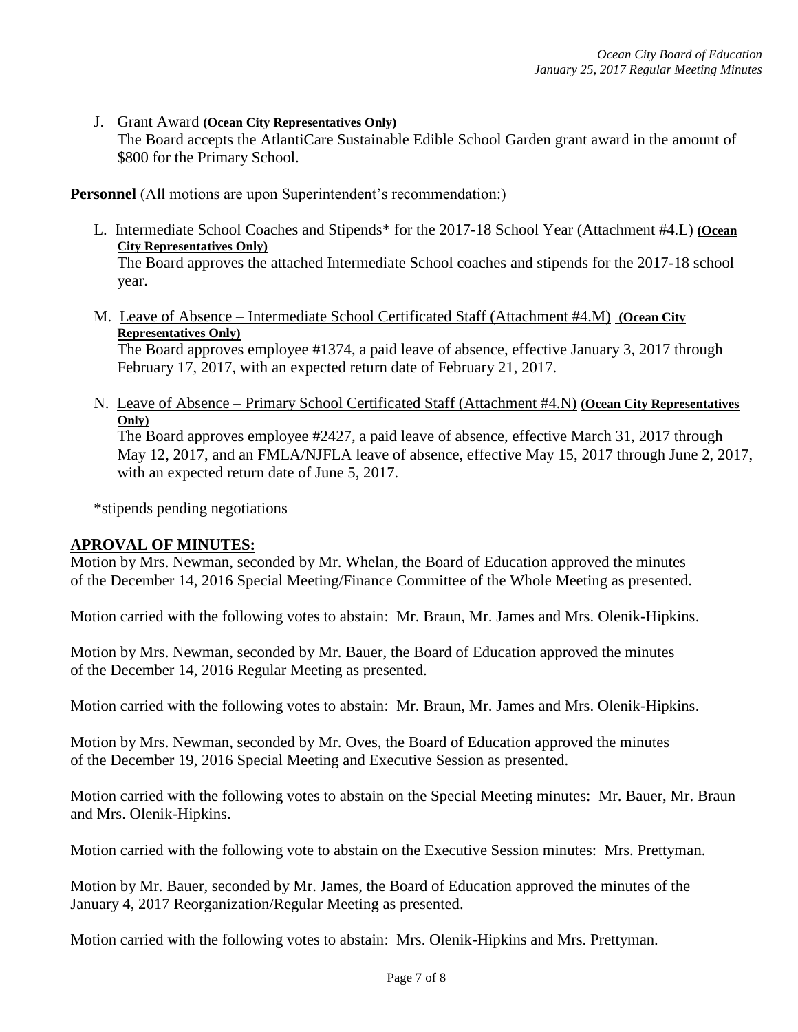J. Grant Award **(Ocean City Representatives Only)**
The Board accepts the AtlantiCare Sustainable Edible School Garden grant award in the amount of $800 for the Primary School.

**Personnel** (All motions are upon Superintendent's recommendation:)

L. Intermediate School Coaches and Stipends* for the 2017-18 School Year (Attachment #4.L) **(Ocean City Representatives Only)**
The Board approves the attached Intermediate School coaches and stipends for the 2017-18 school year.

M. Leave of Absence – Intermediate School Certificated Staff (Attachment #4.M) **(Ocean City Representatives Only)**
The Board approves employee #1374, a paid leave of absence, effective January 3, 2017 through February 17, 2017, with an expected return date of February 21, 2017.

N. Leave of Absence – Primary School Certificated Staff (Attachment #4.N) **(Ocean City Representatives Only)**
The Board approves employee #2427, a paid leave of absence, effective March 31, 2017 through May 12, 2017, and an FMLA/NJFLA leave of absence, effective May 15, 2017 through June 2, 2017, with an expected return date of June 5, 2017.

*stipends pending negotiations

## APROVAL OF MINUTES:

Motion by Mrs. Newman, seconded by Mr. Whelan, the Board of Education approved the minutes of the December 14, 2016 Special Meeting/Finance Committee of the Whole Meeting as presented.

Motion carried with the following votes to abstain: Mr. Braun, Mr. James and Mrs. Olenik-Hipkins.

Motion by Mrs. Newman, seconded by Mr. Bauer, the Board of Education approved the minutes of the December 14, 2016 Regular Meeting as presented.

Motion carried with the following votes to abstain: Mr. Braun, Mr. James and Mrs. Olenik-Hipkins.

Motion by Mrs. Newman, seconded by Mr. Oves, the Board of Education approved the minutes of the December 19, 2016 Special Meeting and Executive Session as presented.

Motion carried with the following votes to abstain on the Special Meeting minutes: Mr. Bauer, Mr. Braun and Mrs. Olenik-Hipkins.

Motion carried with the following vote to abstain on the Executive Session minutes: Mrs. Prettyman.

Motion by Mr. Bauer, seconded by Mr. James, the Board of Education approved the minutes of the January 4, 2017 Reorganization/Regular Meeting as presented.

Motion carried with the following votes to abstain: Mrs. Olenik-Hipkins and Mrs. Prettyman.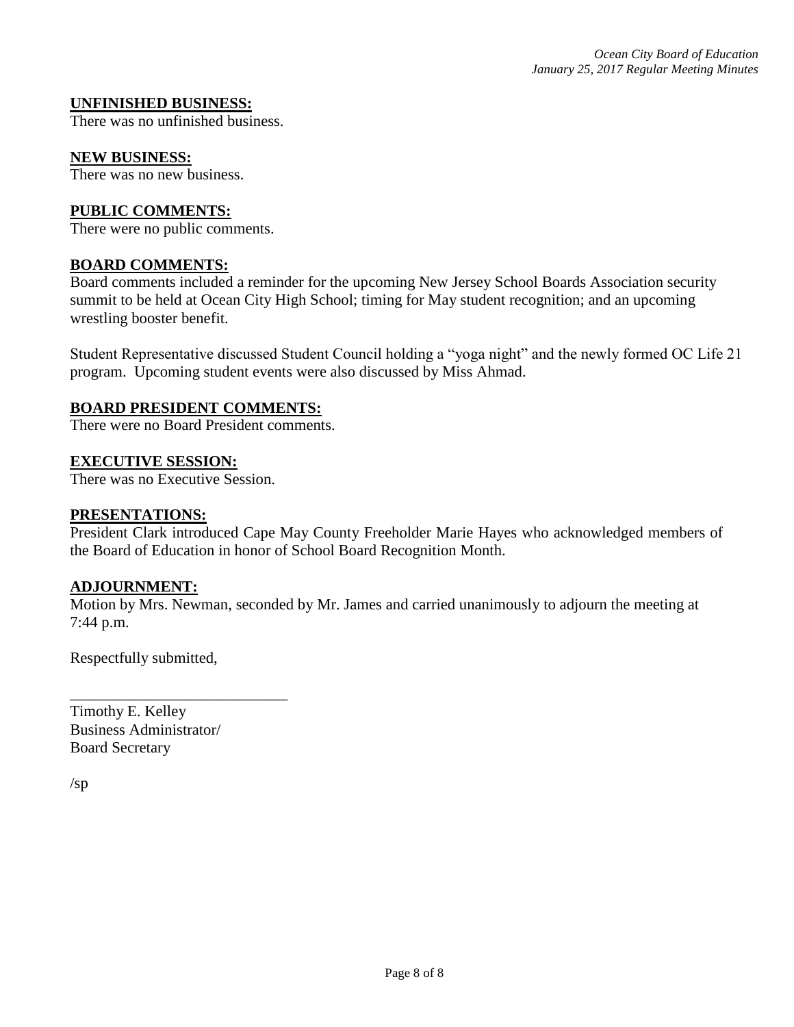**UNFINISHED BUSINESS:**

There was no unfinished business.

**NEW BUSINESS:**

There was no new business.

**PUBLIC COMMENTS:**

There were no public comments.

**BOARD COMMENTS:**

Board comments included a reminder for the upcoming New Jersey School Boards Association security summit to be held at Ocean City High School; timing for May student recognition; and an upcoming wrestling booster benefit.

Student Representative discussed Student Council holding a "yoga night" and the newly formed OC Life 21 program. Upcoming student events were also discussed by Miss Ahmad.

**BOARD PRESIDENT COMMENTS:**

There were no Board President comments.

**EXECUTIVE SESSION:**

There was no Executive Session.

**PRESENTATIONS:**

President Clark introduced Cape May County Freeholder Marie Hayes who acknowledged members of the Board of Education in honor of School Board Recognition Month.

**ADJOURNMENT:**

Motion by Mrs. Newman, seconded by Mr. James and carried unanimously to adjourn the meeting at 7:44 p.m.

Respectfully submitted,

\_\_\_\_\_\_\_\_\_\_\_\_\_\_\_\_\_\_\_\_\_\_\_\_\_\_\_\_

Timothy E. Kelley
Business Administrator/
Board Secretary

/sp